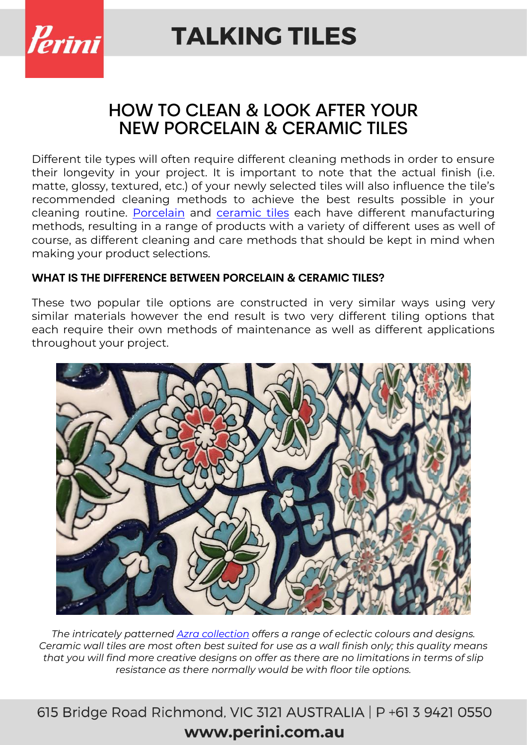# HOW TO CLEAN & LOOK AFTER YOUR NEW PORCELAIN & CERAMIC TILES

Different tile types will often require different cleaning methods in order to ensure their longevity in your project. It is important to note that the actual finish (i.e. matte, glossy, textured, etc.) of your newly selected tiles will also influence the tile's recommended cleaning methods to achieve the best results possible in your cleaning routine. Porcelain and ceramic tiles each have different manufacturing methods, resulting in a range of products with a variety of different uses as well of course, as different cleaning and care methods that should be kept in mind when making your product selections.

### WHAT IS THE DIFFERENCE BETWEEN PORCELAIN & CERAMIC TILES?

These two popular tile options are constructed in very similar ways using very similar materials however the end result is two very different tiling options that each require their own methods of maintenance as well as different applications throughout your project.

*The intricately patterned Azra collection offers a range of eclectic colours and designs. Ceramic wall tiles are most often best suited for use as a wall finish only; this quality means that you will find more creative designs on offer as there are no limitations in terms of slip resistance as there normally would be with floor tile options.*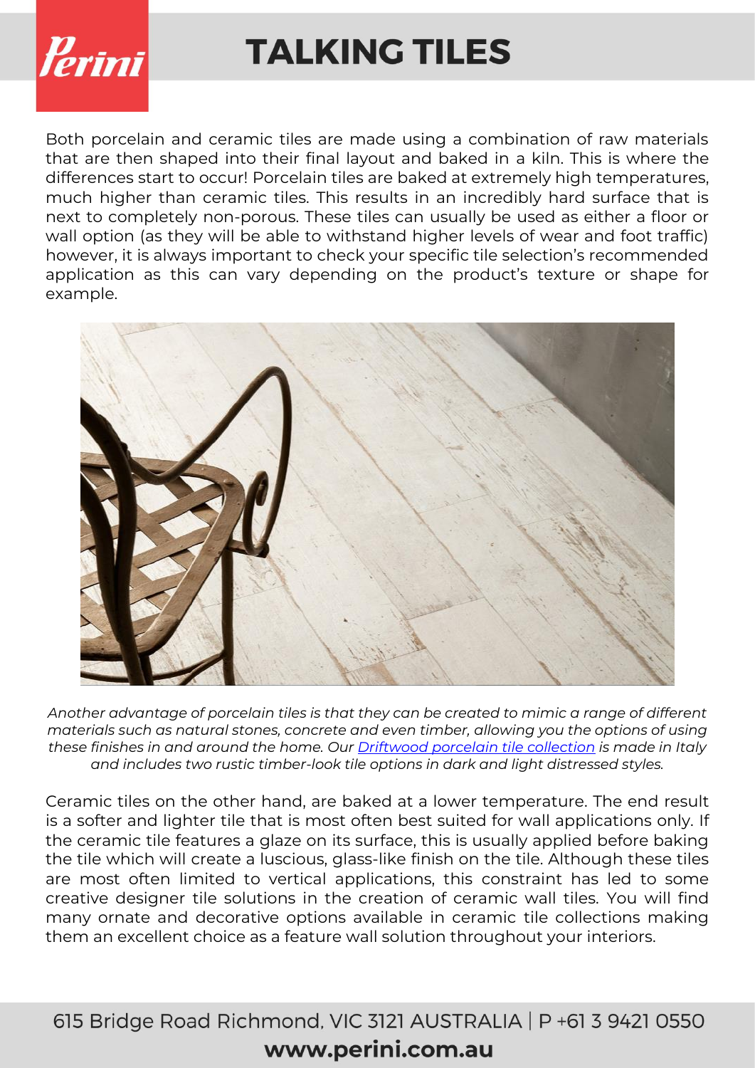Both porcelain and ceramic tiles are made using a combination of raw materials that are then shaped into their final layout and baked in a kiln. This is where the differences start to occur! Porcelain tiles are baked at extremely high temperatures, much higher than ceramic tiles. This results in an incredibly hard surface that is next to completely non-porous. These tiles can usually be used as either a floor or wall option (as they will be able to withstand higher levels of wear and foot traffic) however, it is always important to check your specific tile selection's recommended application as this can vary depending on the product's texture or shape for example.

*Another advantage of porcelain tiles is that they can be created to mimic a range of different materials such as natural stones, concrete and even timber, allowing you the options of using these finishes in and around the home. Our Driftwood porcelain tile collection is made in Italy and includes two rustic timber-look tile options in dark and light distressed styles.*

Ceramic tiles on the other hand, are baked at a lower temperature. The end result is a softer and lighter tile that is most often best suited for wall applications only. If the ceramic tile features a glaze on its surface, this is usually applied before baking the tile which will create a luscious, glass-like finish on the tile. Although these tiles are most often limited to vertical applications, this constraint has led to some creative designer tile solutions in the creation of ceramic wall tiles. You will find many ornate and decorative options available in ceramic tile collections making them an excellent choice as a feature wall solution throughout your interiors.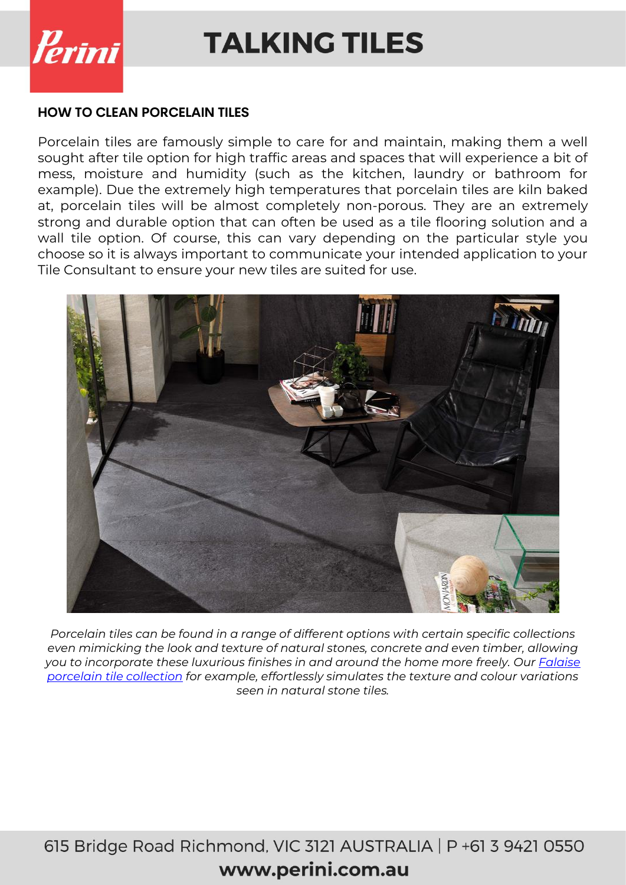## HOW TO CLEAN PORCELAIN TILES

Porcelain tiles are famously simple to care for and maintain, making them a well sought after tile option for high traffic areas and spaces that will experience a bit of mess, moisture and humidity (such as the kitchen, laundry or bathroom for example). Due the extremely high temperatures that porcelain tiles are kiln baked at, porcelain tiles will be almost completely non-porous. They are an extremely strong and durable option that can often be used as a tile flooring solution and a wall tile option. Of course, this can vary depending on the particular style you choose so it is always important to communicate your intended application to your Tile Consultant to ensure your new tiles are suited for use.

*Porcelain tiles can be found in a range of different options with certain specific collections even mimicking the look and texture of natural stones, concrete and even timber, allowing you to incorporate these luxurious finishes in and around the home more freely. Our [Falaise porcelain tile collection] for example, effortlessly simulates the texture and colour variations seen in natural stone tiles.*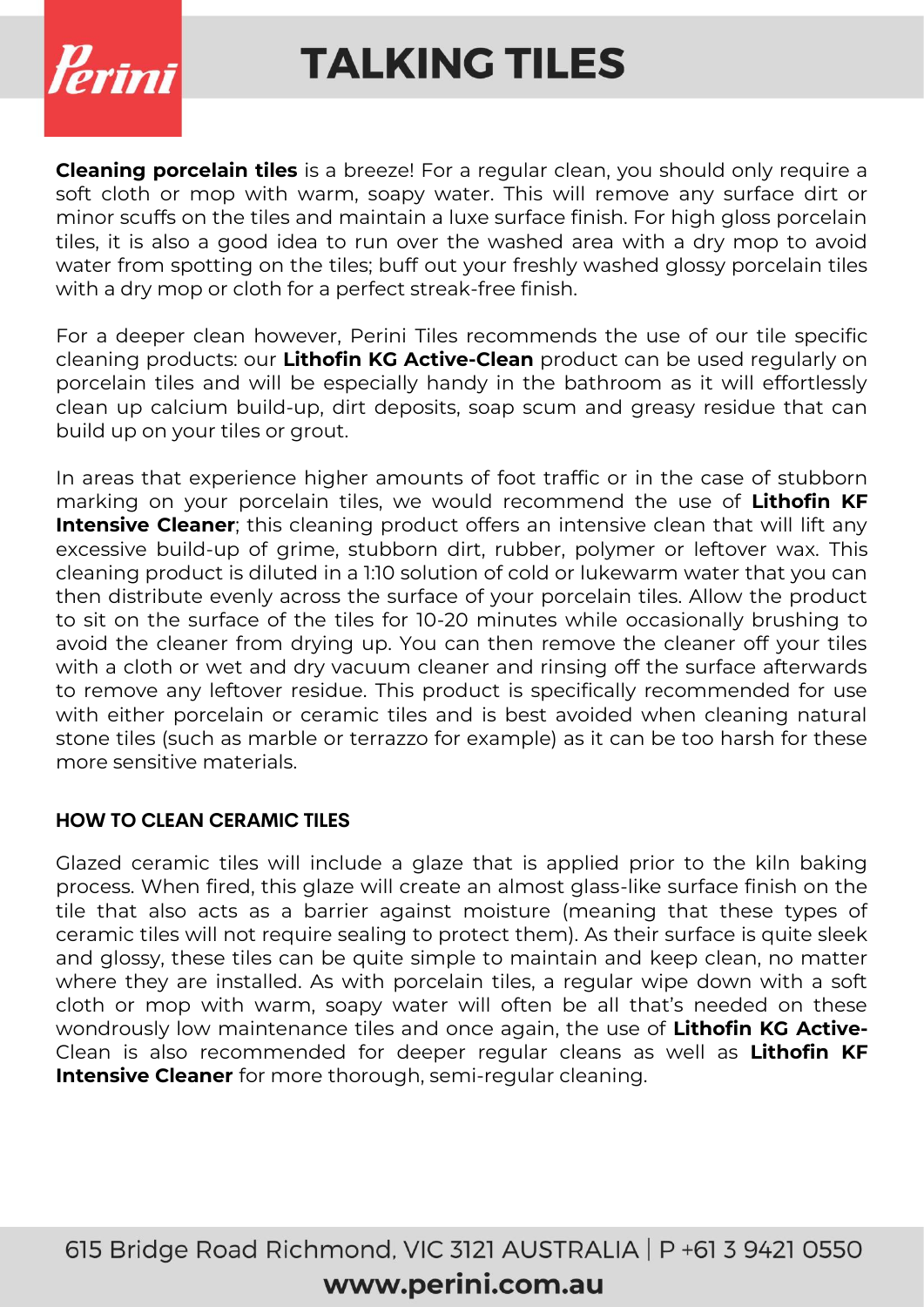**Cleaning porcelain tiles** is a breeze! For a regular clean, you should only require a soft cloth or mop with warm, soapy water. This will remove any surface dirt or minor scuffs on the tiles and maintain a luxe surface finish. For high gloss porcelain tiles, it is also a good idea to run over the washed area with a dry mop to avoid water from spotting on the tiles; buff out your freshly washed glossy porcelain tiles with a dry mop or cloth for a perfect streak-free finish.

For a deeper clean however, Perini Tiles recommends the use of our tile specific cleaning products: our **Lithofin KG Active-Clean** product can be used regularly on porcelain tiles and will be especially handy in the bathroom as it will effortlessly clean up calcium build-up, dirt deposits, soap scum and greasy residue that can build up on your tiles or grout.

In areas that experience higher amounts of foot traffic or in the case of stubborn marking on your porcelain tiles, we would recommend the use of **Lithofin KF Intensive Cleaner**; this cleaning product offers an intensive clean that will lift any excessive build-up of grime, stubborn dirt, rubber, polymer or leftover wax. This cleaning product is diluted in a 1:10 solution of cold or lukewarm water that you can then distribute evenly across the surface of your porcelain tiles. Allow the product to sit on the surface of the tiles for 10-20 minutes while occasionally brushing to avoid the cleaner from drying up. You can then remove the cleaner off your tiles with a cloth or wet and dry vacuum cleaner and rinsing off the surface afterwards to remove any leftover residue. This product is specifically recommended for use with either porcelain or ceramic tiles and is best avoided when cleaning natural stone tiles (such as marble or terrazzo for example) as it can be too harsh for these more sensitive materials.

### HOW TO CLEAN CERAMIC TILES

Glazed ceramic tiles will include a glaze that is applied prior to the kiln baking process. When fired, this glaze will create an almost glass-like surface finish on the tile that also acts as a barrier against moisture (meaning that these types of ceramic tiles will not require sealing to protect them). As their surface is quite sleek and glossy, these tiles can be quite simple to maintain and keep clean, no matter where they are installed. As with porcelain tiles, a regular wipe down with a soft cloth or mop with warm, soapy water will often be all that's needed on these wondrously low maintenance tiles and once again, the use of **Lithofin KG Active-**Clean is also recommended for deeper regular cleans as well as **Lithofin KF Intensive Cleaner** for more thorough, semi-regular cleaning.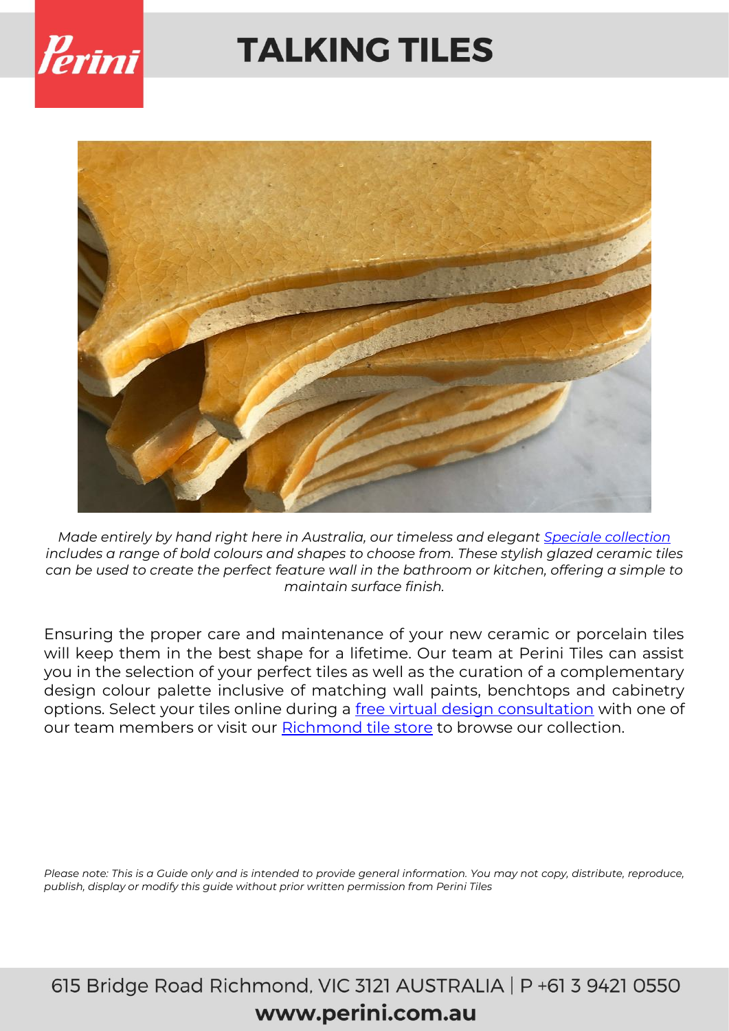*Made entirely by hand right here in Australia, our timeless and elegant Speciale collection includes a range of bold colours and shapes to choose from. These stylish glazed ceramic tiles can be used to create the perfect feature wall in the bathroom or kitchen, offering a simple to maintain surface finish.*

Ensuring the proper care and maintenance of your new ceramic or porcelain tiles will keep them in the best shape for a lifetime. Our team at Perini Tiles can assist you in the selection of your perfect tiles as well as the curation of a complementary design colour palette inclusive of matching wall paints, benchtops and cabinetry options. Select your tiles online during a free virtual design consultation with one of our team members or visit our Richmond tile store to browse our collection.

*Please note: This is a Guide only and is intended to provide general information. You may not copy, distribute, reproduce, publish, display or modify this guide without prior written permission from Perini Tiles*